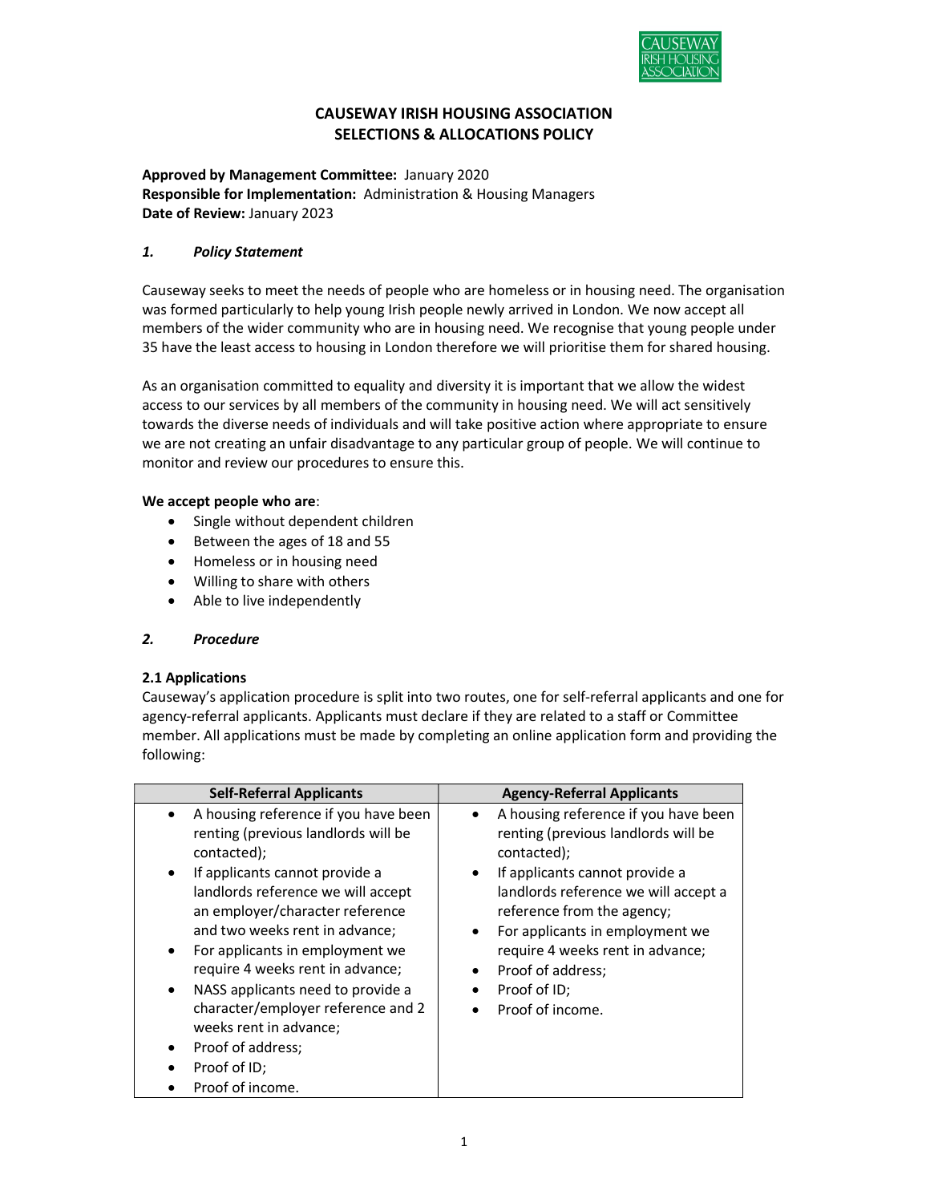# CAUSEWAY IRISH HOUSING ASSOCIATION
# SELECTIONS & ALLOCATIONS POLICY

**Approved by Management Committee:** January 2020
**Responsible for Implementation:** Administration & Housing Managers
**Date of Review:** January 2023

### *1. Policy Statement*

Causeway seeks to meet the needs of people who are homeless or in housing need. The organisation was formed particularly to help young Irish people newly arrived in London. We now accept all members of the wider community who are in housing need. We recognise that young people under 35 have the least access to housing in London therefore we will prioritise them for shared housing.

As an organisation committed to equality and diversity it is important that we allow the widest access to our services by all members of the community in housing need. We will act sensitively towards the diverse needs of individuals and will take positive action where appropriate to ensure we are not creating an unfair disadvantage to any particular group of people. We will continue to monitor and review our procedures to ensure this.

**We accept people who are**:

- Single without dependent children
- Between the ages of 18 and 55
- Homeless or in housing need
- Willing to share with others
- Able to live independently

### *2. Procedure*

**2.1 Applications**

Causeway's application procedure is split into two routes, one for self-referral applicants and one for agency-referral applicants. Applicants must declare if they are related to a staff or Committee member. All applications must be made by completing an online application form and providing the following:

| Self-Referral Applicants | Agency-Referral Applicants |
| --- | --- |
| • A housing reference if you have been renting (previous landlords will be contacted);<br>• If applicants cannot provide a landlords reference we will accept an employer/character reference and two weeks rent in advance;<br>• For applicants in employment we require 4 weeks rent in advance;<br>• NASS applicants need to provide a character/employer reference and 2 weeks rent in advance;<br>• Proof of address;<br>• Proof of ID;<br>• Proof of income. | • A housing reference if you have been renting (previous landlords will be contacted);<br>• If applicants cannot provide a landlords reference we will accept a reference from the agency;<br>• For applicants in employment we require 4 weeks rent in advance;<br>• Proof of address;<br>• Proof of ID;<br>• Proof of income. |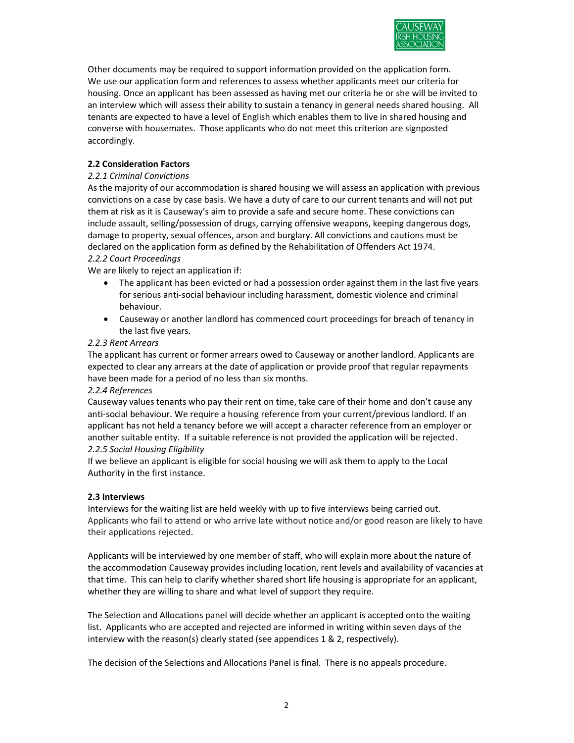Other documents may be required to support information provided on the application form. We use our application form and references to assess whether applicants meet our criteria for housing. Once an applicant has been assessed as having met our criteria he or she will be invited to an interview which will assess their ability to sustain a tenancy in general needs shared housing. All tenants are expected to have a level of English which enables them to live in shared housing and converse with housemates. Those applicants who do not meet this criterion are signposted accordingly.

### 2.2 Consideration Factors

*2.2.1 Criminal Convictions*

As the majority of our accommodation is shared housing we will assess an application with previous convictions on a case by case basis. We have a duty of care to our current tenants and will not put them at risk as it is Causeway's aim to provide a safe and secure home. These convictions can include assault, selling/possession of drugs, carrying offensive weapons, keeping dangerous dogs, damage to property, sexual offences, arson and burglary. All convictions and cautions must be declared on the application form as defined by the Rehabilitation of Offenders Act 1974.

*2.2.2 Court Proceedings*

We are likely to reject an application if:

- The applicant has been evicted or had a possession order against them in the last five years for serious anti-social behaviour including harassment, domestic violence and criminal behaviour.
- Causeway or another landlord has commenced court proceedings for breach of tenancy in the last five years.

*2.2.3 Rent Arrears*

The applicant has current or former arrears owed to Causeway or another landlord. Applicants are expected to clear any arrears at the date of application or provide proof that regular repayments have been made for a period of no less than six months.

*2.2.4 References*

Causeway values tenants who pay their rent on time, take care of their home and don't cause any anti-social behaviour. We require a housing reference from your current/previous landlord. If an applicant has not held a tenancy before we will accept a character reference from an employer or another suitable entity. If a suitable reference is not provided the application will be rejected.

*2.2.5 Social Housing Eligibility*

If we believe an applicant is eligible for social housing we will ask them to apply to the Local Authority in the first instance.

### 2.3 Interviews

Interviews for the waiting list are held weekly with up to five interviews being carried out. Applicants who fail to attend or who arrive late without notice and/or good reason are likely to have their applications rejected.

Applicants will be interviewed by one member of staff, who will explain more about the nature of the accommodation Causeway provides including location, rent levels and availability of vacancies at that time. This can help to clarify whether shared short life housing is appropriate for an applicant, whether they are willing to share and what level of support they require.

The Selection and Allocations panel will decide whether an applicant is accepted onto the waiting list. Applicants who are accepted and rejected are informed in writing within seven days of the interview with the reason(s) clearly stated (see appendices 1 & 2, respectively).

The decision of the Selections and Allocations Panel is final. There is no appeals procedure.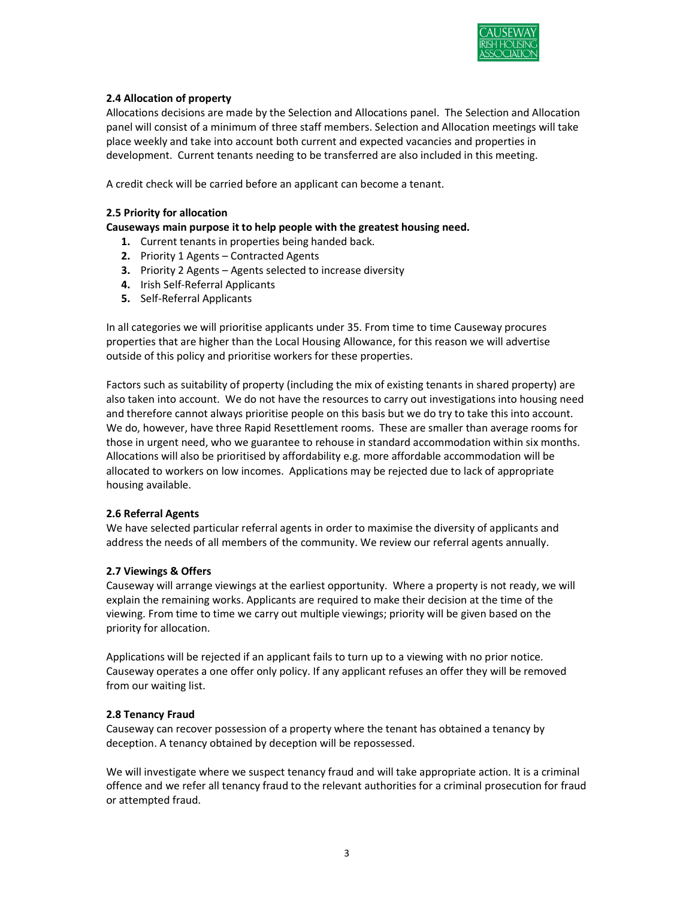### 2.4 Allocation of property

Allocations decisions are made by the Selection and Allocations panel. The Selection and Allocation panel will consist of a minimum of three staff members. Selection and Allocation meetings will take place weekly and take into account both current and expected vacancies and properties in development. Current tenants needing to be transferred are also included in this meeting.

A credit check will be carried before an applicant can become a tenant.

### 2.5 Priority for allocation

**Causeways main purpose it to help people with the greatest housing need.**

1. Current tenants in properties being handed back.
2. Priority 1 Agents – Contracted Agents
3. Priority 2 Agents – Agents selected to increase diversity
4. Irish Self-Referral Applicants
5. Self-Referral Applicants

In all categories we will prioritise applicants under 35. From time to time Causeway procures properties that are higher than the Local Housing Allowance, for this reason we will advertise outside of this policy and prioritise workers for these properties.

Factors such as suitability of property (including the mix of existing tenants in shared property) are also taken into account. We do not have the resources to carry out investigations into housing need and therefore cannot always prioritise people on this basis but we do try to take this into account. We do, however, have three Rapid Resettlement rooms. These are smaller than average rooms for those in urgent need, who we guarantee to rehouse in standard accommodation within six months. Allocations will also be prioritised by affordability e.g. more affordable accommodation will be allocated to workers on low incomes. Applications may be rejected due to lack of appropriate housing available.

### 2.6 Referral Agents

We have selected particular referral agents in order to maximise the diversity of applicants and address the needs of all members of the community. We review our referral agents annually.

### 2.7 Viewings & Offers

Causeway will arrange viewings at the earliest opportunity. Where a property is not ready, we will explain the remaining works. Applicants are required to make their decision at the time of the viewing. From time to time we carry out multiple viewings; priority will be given based on the priority for allocation.

Applications will be rejected if an applicant fails to turn up to a viewing with no prior notice. Causeway operates a one offer only policy. If any applicant refuses an offer they will be removed from our waiting list.

### 2.8 Tenancy Fraud

Causeway can recover possession of a property where the tenant has obtained a tenancy by deception. A tenancy obtained by deception will be repossessed.

We will investigate where we suspect tenancy fraud and will take appropriate action. It is a criminal offence and we refer all tenancy fraud to the relevant authorities for a criminal prosecution for fraud or attempted fraud.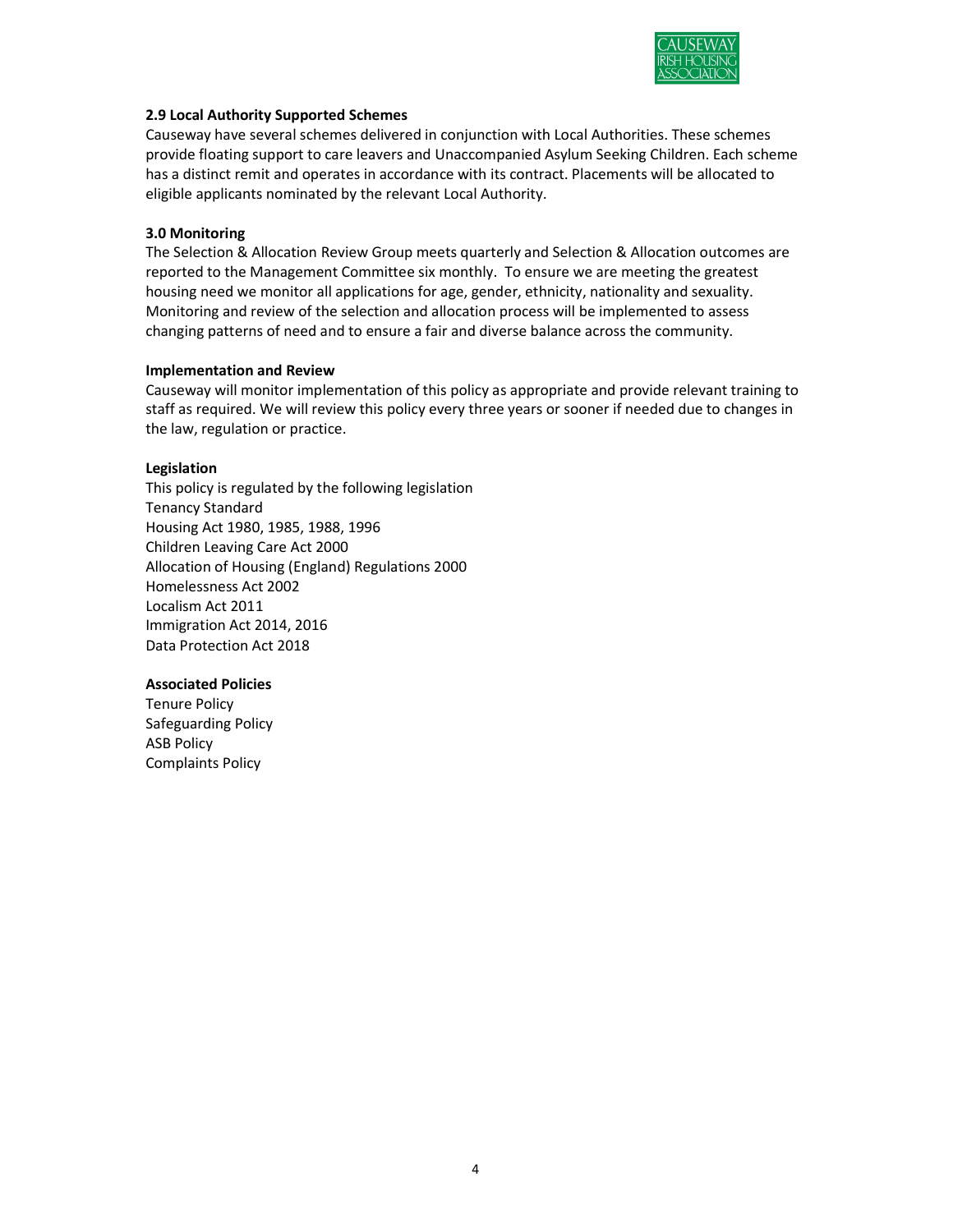### 2.9 Local Authority Supported Schemes

Causeway have several schemes delivered in conjunction with Local Authorities. These schemes provide floating support to care leavers and Unaccompanied Asylum Seeking Children. Each scheme has a distinct remit and operates in accordance with its contract. Placements will be allocated to eligible applicants nominated by the relevant Local Authority.

## 3.0 Monitoring

The Selection & Allocation Review Group meets quarterly and Selection & Allocation outcomes are reported to the Management Committee six monthly. To ensure we are meeting the greatest housing need we monitor all applications for age, gender, ethnicity, nationality and sexuality. Monitoring and review of the selection and allocation process will be implemented to assess changing patterns of need and to ensure a fair and diverse balance across the community.

## Implementation and Review

Causeway will monitor implementation of this policy as appropriate and provide relevant training to staff as required. We will review this policy every three years or sooner if needed due to changes in the law, regulation or practice.

## Legislation

This policy is regulated by the following legislation

- Tenancy Standard
- Housing Act 1980, 1985, 1988, 1996
- Children Leaving Care Act 2000
- Allocation of Housing (England) Regulations 2000
- Homelessness Act 2002
- Localism Act 2011
- Immigration Act 2014, 2016
- Data Protection Act 2018

## Associated Policies

- Tenure Policy
- Safeguarding Policy
- ASB Policy
- Complaints Policy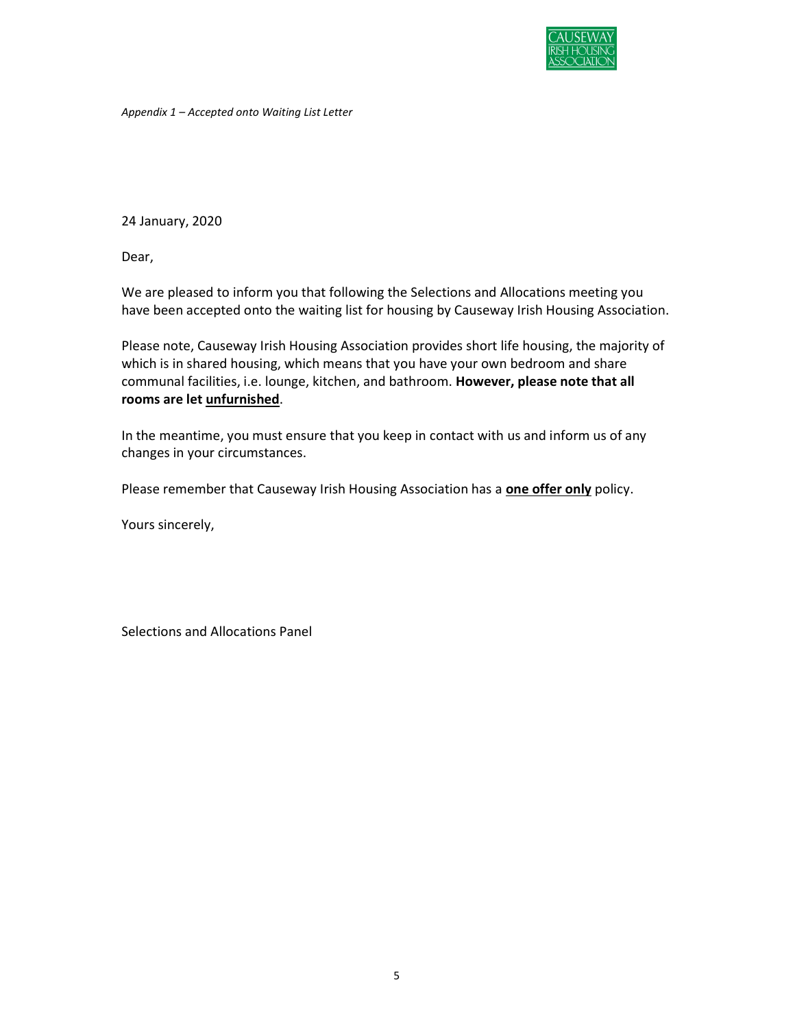*Appendix 1 – Accepted onto Waiting List Letter*

24 January, 2020

Dear,

We are pleased to inform you that following the Selections and Allocations meeting you have been accepted onto the waiting list for housing by Causeway Irish Housing Association.

Please note, Causeway Irish Housing Association provides short life housing, the majority of which is in shared housing, which means that you have your own bedroom and share communal facilities, i.e. lounge, kitchen, and bathroom. **However, please note that all rooms are let <u>unfurnished</u>**.

In the meantime, you must ensure that you keep in contact with us and inform us of any changes in your circumstances.

Please remember that Causeway Irish Housing Association has a **<u>one offer only</u>** policy.

Yours sincerely,

Selections and Allocations Panel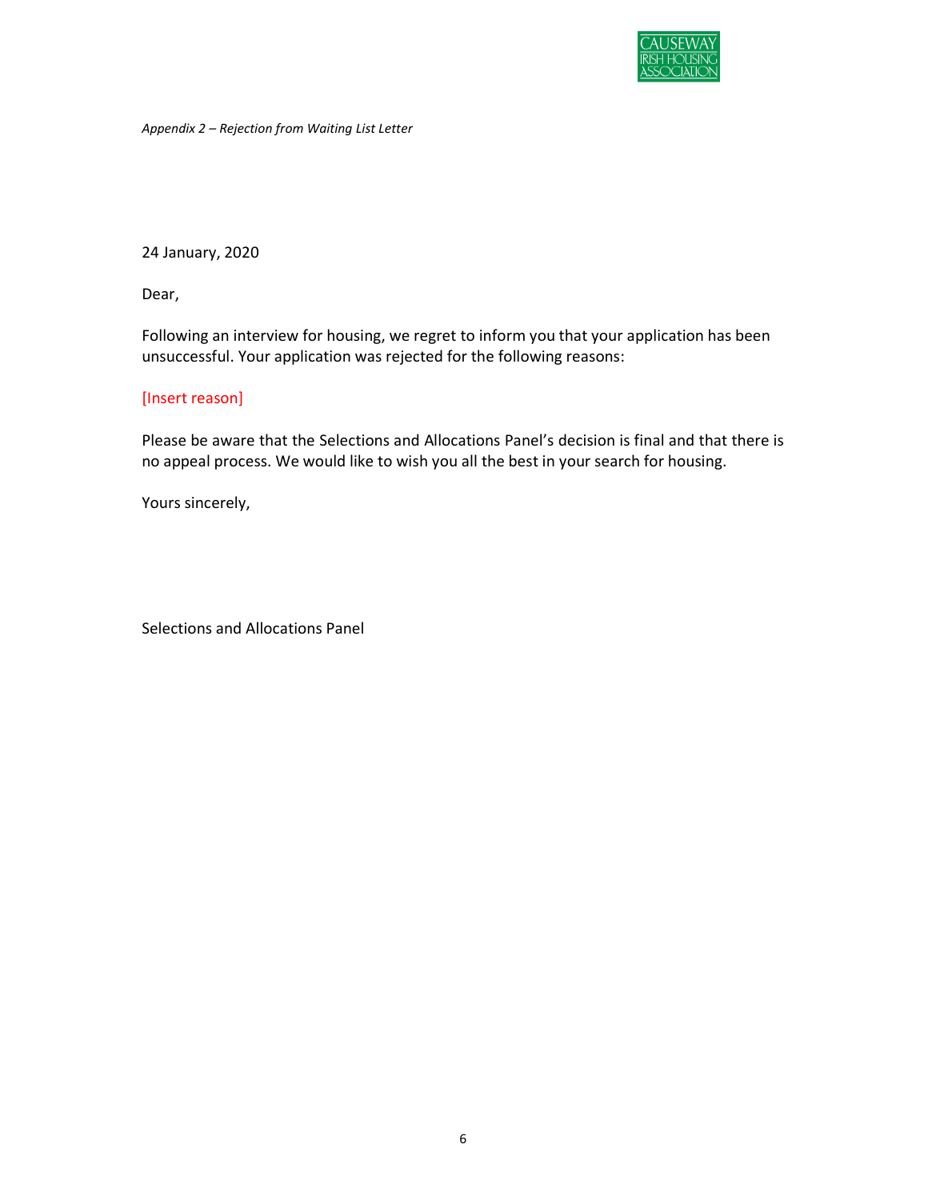CAUSEWAY IRISH HOUSING ASSOCIATION

*Appendix 2 – Rejection from Waiting List Letter*

24 January, 2020

Dear,

Following an interview for housing, we regret to inform you that your application has been unsuccessful. Your application was rejected for the following reasons:

[Insert reason]

Please be aware that the Selections and Allocations Panel's decision is final and that there is no appeal process. We would like to wish you all the best in your search for housing.

Yours sincerely,

Selections and Allocations Panel